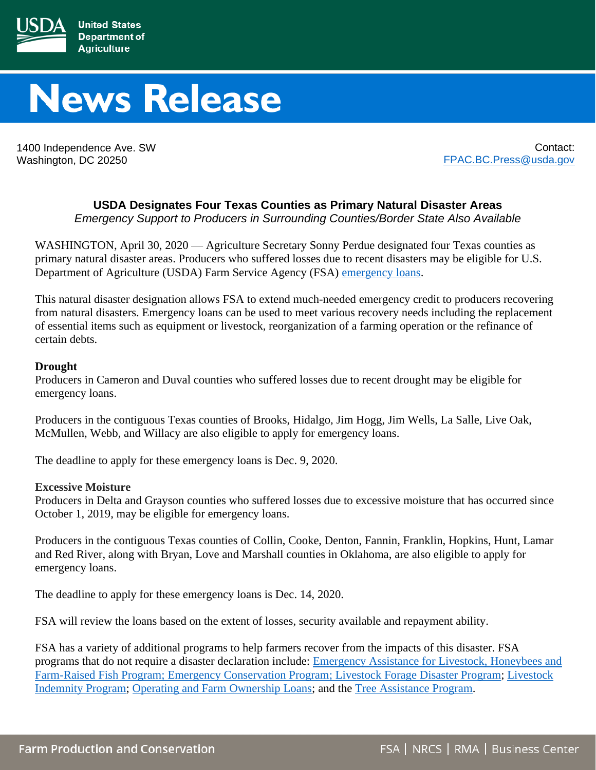United States Department of Agriculture

# News Release

1400 Independence Ave. SW
Washington, DC 20250

Contact:
FPAC.BC.Press@usda.gov

## USDA Designates Four Texas Counties as Primary Natural Disaster Areas

*Emergency Support to Producers in Surrounding Counties/Border State Also Available*

WASHINGTON, April 30, 2020 — Agriculture Secretary Sonny Perdue designated four Texas counties as primary natural disaster areas. Producers who suffered losses due to recent disasters may be eligible for U.S. Department of Agriculture (USDA) Farm Service Agency (FSA) emergency loans.

This natural disaster designation allows FSA to extend much-needed emergency credit to producers recovering from natural disasters. Emergency loans can be used to meet various recovery needs including the replacement of essential items such as equipment or livestock, reorganization of a farming operation or the refinance of certain debts.

**Drought**

Producers in Cameron and Duval counties who suffered losses due to recent drought may be eligible for emergency loans.

Producers in the contiguous Texas counties of Brooks, Hidalgo, Jim Hogg, Jim Wells, La Salle, Live Oak, McMullen, Webb, and Willacy are also eligible to apply for emergency loans.

The deadline to apply for these emergency loans is Dec. 9, 2020.

**Excessive Moisture**

Producers in Delta and Grayson counties who suffered losses due to excessive moisture that has occurred since October 1, 2019, may be eligible for emergency loans.

Producers in the contiguous Texas counties of Collin, Cooke, Denton, Fannin, Franklin, Hopkins, Hunt, Lamar and Red River, along with Bryan, Love and Marshall counties in Oklahoma, are also eligible to apply for emergency loans.

The deadline to apply for these emergency loans is Dec. 14, 2020.

FSA will review the loans based on the extent of losses, security available and repayment ability.

FSA has a variety of additional programs to help farmers recover from the impacts of this disaster. FSA programs that do not require a disaster declaration include: Emergency Assistance for Livestock, Honeybees and Farm-Raised Fish Program; Emergency Conservation Program; Livestock Forage Disaster Program; Livestock Indemnity Program; Operating and Farm Ownership Loans; and the Tree Assistance Program.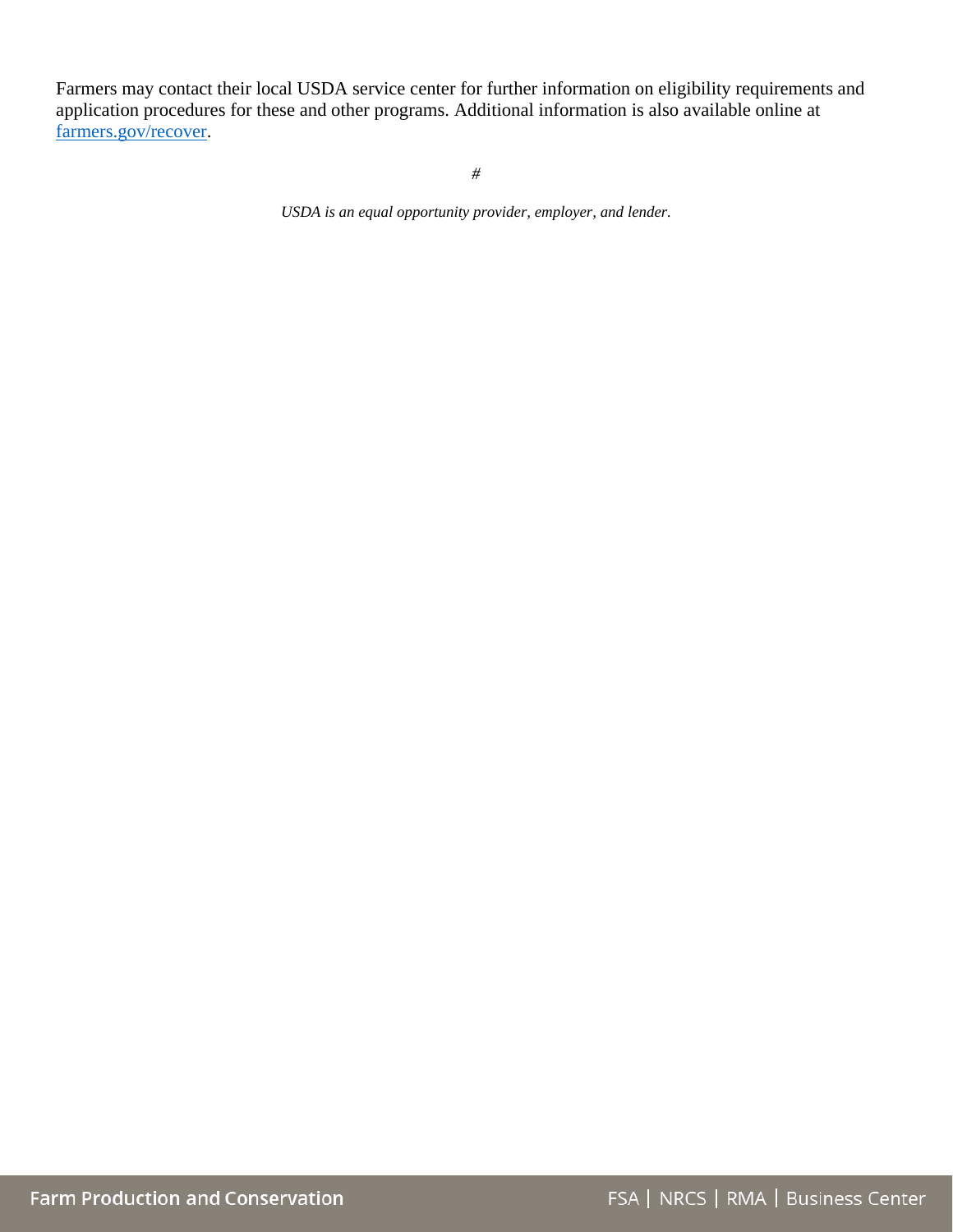Farmers may contact their local USDA service center for further information on eligibility requirements and application procedures for these and other programs. Additional information is also available online at [farmers.gov/recover](farmers.gov/recover).

#

*USDA is an equal opportunity provider, employer, and lender.*